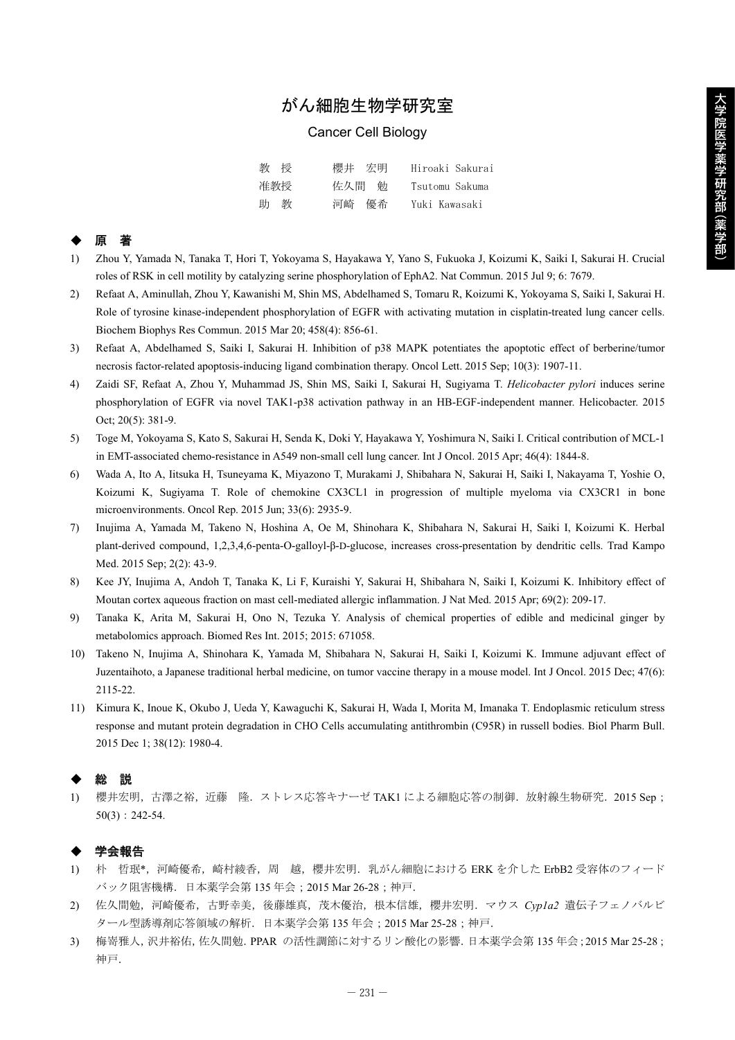# がん細胞生物学研究室

## Cancer Cell Biology

| | | |
|---|---|---|
| 教　授 | 櫻井　宏明 | Hiroaki Sakurai |
| 准教授 | 佐久間　勉 | Tsutomu Sakuma |
| 助　教 | 河崎　優希 | Yuki Kawasaki |

### ◆ 原　著

1) Zhou Y, Yamada N, Tanaka T, Hori T, Yokoyama S, Hayakawa Y, Yano S, Fukuoka J, Koizumi K, Saiki I, Sakurai H. Crucial roles of RSK in cell motility by catalyzing serine phosphorylation of EphA2. Nat Commun. 2015 Jul 9; 6: 7679.
2) Refaat A, Aminullah, Zhou Y, Kawanishi M, Shin MS, Abdelhamed S, Tomaru R, Koizumi K, Yokoyama S, Saiki I, Sakurai H. Role of tyrosine kinase-independent phosphorylation of EGFR with activating mutation in cisplatin-treated lung cancer cells. Biochem Biophys Res Commun. 2015 Mar 20; 458(4): 856-61.
3) Refaat A, Abdelhamed S, Saiki I, Sakurai H. Inhibition of p38 MAPK potentiates the apoptotic effect of berberine/tumor necrosis factor-related apoptosis-inducing ligand combination therapy. Oncol Lett. 2015 Sep; 10(3): 1907-11.
4) Zaidi SF, Refaat A, Zhou Y, Muhammad JS, Shin MS, Saiki I, Sakurai H, Sugiyama T. *Helicobacter pylori* induces serine phosphorylation of EGFR via novel TAK1-p38 activation pathway in an HB-EGF-independent manner. Helicobacter. 2015 Oct; 20(5): 381-9.
5) Toge M, Yokoyama S, Kato S, Sakurai H, Senda K, Doki Y, Hayakawa Y, Yoshimura N, Saiki I. Critical contribution of MCL-1 in EMT-associated chemo-resistance in A549 non-small cell lung cancer. Int J Oncol. 2015 Apr; 46(4): 1844-8.
6) Wada A, Ito A, Iitsuka H, Tsuneyama K, Miyazono T, Murakami J, Shibahara N, Sakurai H, Saiki I, Nakayama T, Yoshie O, Koizumi K, Sugiyama T. Role of chemokine CX3CL1 in progression of multiple myeloma via CX3CR1 in bone microenvironments. Oncol Rep. 2015 Jun; 33(6): 2935-9.
7) Inujima A, Yamada M, Takeno N, Hoshina A, Oe M, Shinohara K, Shibahara N, Sakurai H, Saiki I, Koizumi K. Herbal plant-derived compound, 1,2,3,4,6-penta-O-galloyl-β-D-glucose, increases cross-presentation by dendritic cells. Trad Kampo Med. 2015 Sep; 2(2): 43-9.
8) Kee JY, Inujima A, Andoh T, Tanaka K, Li F, Kuraishi Y, Sakurai H, Shibahara N, Saiki I, Koizumi K. Inhibitory effect of Moutan cortex aqueous fraction on mast cell-mediated allergic inflammation. J Nat Med. 2015 Apr; 69(2): 209-17.
9) Tanaka K, Arita M, Sakurai H, Ono N, Tezuka Y. Analysis of chemical properties of edible and medicinal ginger by metabolomics approach. Biomed Res Int. 2015; 2015: 671058.
10) Takeno N, Inujima A, Shinohara K, Yamada M, Shibahara N, Sakurai H, Saiki I, Koizumi K. Immune adjuvant effect of Juzentaihoto, a Japanese traditional herbal medicine, on tumor vaccine therapy in a mouse model. Int J Oncol. 2015 Dec; 47(6): 2115-22.
11) Kimura K, Inoue K, Okubo J, Ueda Y, Kawaguchi K, Sakurai H, Wada I, Morita M, Imanaka T. Endoplasmic reticulum stress response and mutant protein degradation in CHO Cells accumulating antithrombin (C95R) in russell bodies. Biol Pharm Bull. 2015 Dec 1; 38(12): 1980-4.

### ◆ 総　説

1) 櫻井宏明，古澤之裕，近藤　隆．ストレス応答キナーゼ TAK1 による細胞応答の制御．放射線生物研究．2015 Sep；50(3)：242-54.

### ◆ 学会報告

1) 朴　哲珉*，河崎優希，崎村綾香，周　越，櫻井宏明．乳がん細胞における ERK を介した ErbB2 受容体のフィードバック阻害機構．日本薬学会第 135 年会；2015 Mar 26-28；神戸.
2) 佐久間勉，河崎優希，古野幸美，後藤雄真，茂木優治，根本信雄，櫻井宏明．マウス *Cyp1a2* 遺伝子フェノバルビタール型誘導剤応答領域の解析．日本薬学会第 135 年会；2015 Mar 25-28；神戸.
3) 梅嵜雅人，沢井裕佑，佐久間勉．PPAR の活性調節に対するリン酸化の影響．日本薬学会第 135 年会；2015 Mar 25-28；神戸.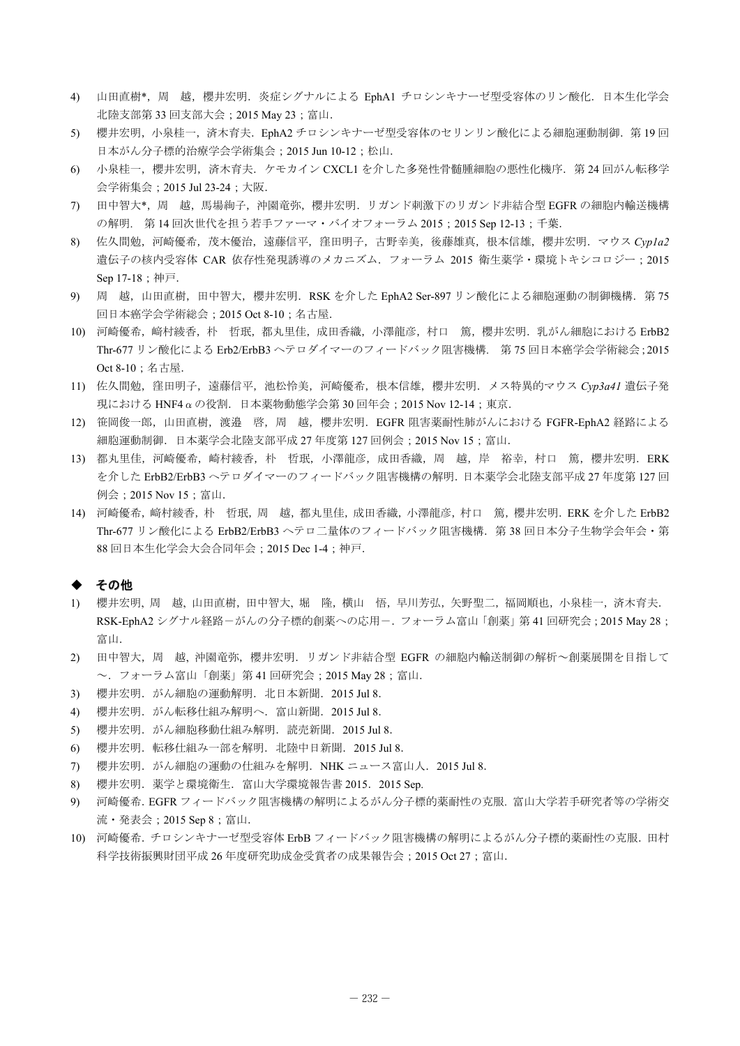4) 山田直樹*，周　越，櫻井宏明．炎症シグナルによる EphA1 チロシンキナーゼ型受容体のリン酸化．日本生化学会北陸支部第 33 回支部大会；2015 May 23；富山.
5) 櫻井宏明，小泉桂一，済木育夫．EphA2 チロシンキナーゼ型受容体のセリンリン酸化による細胞運動制御．第 19 回日本がん分子標的治療学会学術集会；2015 Jun 10-12；松山.
6) 小泉桂一，櫻井宏明，済木育夫．ケモカイン CXCL1 を介した多発性骨髄腫細胞の悪性化機序．第 24 回がん転移学会学術集会；2015 Jul 23-24；大阪.
7) 田中智大*，周　越，馬場絢子，沖園竜弥，櫻井宏明．リガンド刺激下のリガンド非結合型 EGFR の細胞内輸送機構の解明．第 14 回次世代を担う若手ファーマ・バイオフォーラム 2015；2015 Sep 12-13；千葉.
8) 佐久間勉，河崎優希，茂木優治，遠藤信平，窪田明子，古野幸美，後藤雄真，根本信雄，櫻井宏明．マウス *Cyp1a2* 遺伝子の核内受容体 CAR 依存性発現誘導のメカニズム．フォーラム 2015 衛生薬学・環境トキシコロジー；2015 Sep 17-18；神戸.
9) 周　越，山田直樹，田中智大，櫻井宏明．RSK を介した EphA2 Ser-897 リン酸化による細胞運動の制御機構．第 75 回日本癌学会学術総会；2015 Oct 8-10；名古屋.
10) 河崎優希，﨑村綾香，朴　哲珉，都丸里佳，成田香織，小澤龍彦，村口　篤，櫻井宏明．乳がん細胞における ErbB2 Thr-677 リン酸化による Erb2/ErbB3 ヘテロダイマーのフィードバック阻害機構．第 75 回日本癌学会学術総会；2015 Oct 8-10；名古屋.
11) 佐久間勉，窪田明子，遠藤信平，池松怜美，河崎優希，根本信雄，櫻井宏明．メス特異的マウス *Cyp3a41* 遺伝子発現における HNF4α の役割．日本薬物動態学会第 30 回年会；2015 Nov 12-14；東京.
12) 笹岡俊一郎，山田直樹，渡邉　啓，周　越，櫻井宏明．EGFR 阻害薬耐性肺がんにおける FGFR-EphA2 経路による細胞運動制御．日本薬学会北陸支部平成 27 年度第 127 回例会；2015 Nov 15；富山.
13) 都丸里佳，河崎優希，﨑村綾香，朴　哲珉，小澤龍彦，成田香織，周　越，岸　裕幸，村口　篤，櫻井宏明．ERK を介した ErbB2/ErbB3 ヘテロダイマーのフィードバック阻害機構の解明．日本薬学会北陸支部平成 27 年度第 127 回例会；2015 Nov 15；富山.
14) 河崎優希，﨑村綾香，朴　哲珉，周　越，都丸里佳，成田香織，小澤龍彦，村口　篤，櫻井宏明．ERK を介した ErbB2 Thr-677 リン酸化による ErbB2/ErbB3 ヘテロ二量体のフィードバック阻害機構．第 38 回日本分子生物学会年会・第 88 回日本生化学会大会合同年会；2015 Dec 1-4；神戸.

## ◆ その他

1) 櫻井宏明，周　越，山田直樹，田中智大，堀　隆，横山　悟，早川芳弘，矢野聖二，福岡順也，小泉桂一，済木育夫．RSK-EphA2 シグナル経路－がんの分子標的創薬への応用－．フォーラム富山「創薬」第 41 回研究会；2015 May 28；富山.
2) 田中智大，周　越，沖園竜弥，櫻井宏明．リガンド非結合型 EGFR の細胞内輸送制御の解析～創薬展開を目指して～．フォーラム富山「創薬」第 41 回研究会；2015 May 28；富山.
3) 櫻井宏明．がん細胞の運動解明．北日本新聞．2015 Jul 8.
4) 櫻井宏明．がん転移仕組み解明へ．富山新聞．2015 Jul 8.
5) 櫻井宏明．がん細胞移動仕組み解明．読売新聞．2015 Jul 8.
6) 櫻井宏明．転移仕組み一部を解明．北陸中日新聞．2015 Jul 8.
7) 櫻井宏明．がん細胞の運動の仕組みを解明．NHK ニュース富山人．2015 Jul 8.
8) 櫻井宏明．薬学と環境衛生．富山大学環境報告書 2015．2015 Sep.
9) 河崎優希．EGFR フィードバック阻害機構の解明によるがん分子標的薬耐性の克服．富山大学若手研究者等の学術交流・発表会；2015 Sep 8；富山.
10) 河崎優希．チロシンキナーゼ型受容体 ErbB フィードバック阻害機構の解明によるがん分子標的薬耐性の克服．田村科学技術振興財団平成 26 年度研究助成金受賞者の成果報告会；2015 Oct 27；富山.